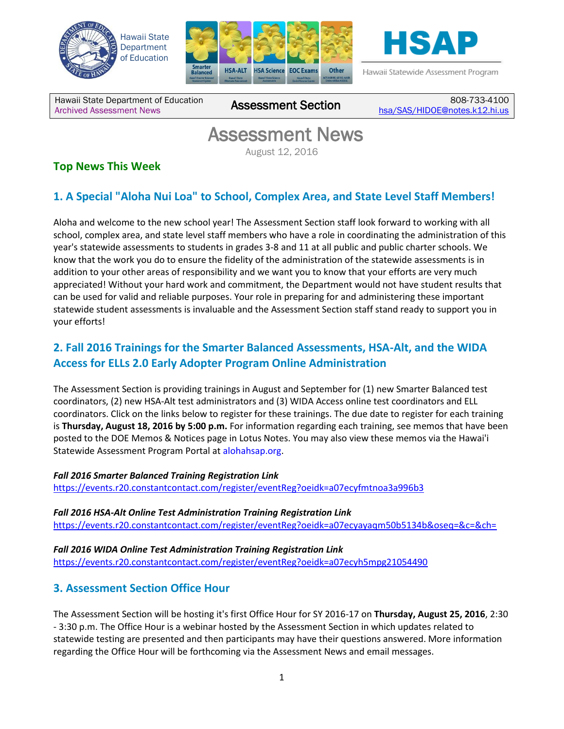Hawaii State Department of Education

HSAP

Hawaii Statewide Assessment Program

| Hawaii State Department of Education<br>Archived Assessment News | Assessment Section | 808-733-4100<br>hsa/SAS/HIDOE@notes.k12.hi.us |
|---|---|---|

# Assessment News

August 12, 2016

## Top News This Week

### 1. A Special "Aloha Nui Loa" to School, Complex Area, and State Level Staff Members!

Aloha and welcome to the new school year! The Assessment Section staff look forward to working with all school, complex area, and state level staff members who have a role in coordinating the administration of this year's statewide assessments to students in grades 3-8 and 11 at all public and public charter schools. We know that the work you do to ensure the fidelity of the administration of the statewide assessments is in addition to your other areas of responsibility and we want you to know that your efforts are very much appreciated! Without your hard work and commitment, the Department would not have student results that can be used for valid and reliable purposes. Your role in preparing for and administering these important statewide student assessments is invaluable and the Assessment Section staff stand ready to support you in your efforts!

### 2. Fall 2016 Trainings for the Smarter Balanced Assessments, HSA-Alt, and the WIDA Access for ELLs 2.0 Early Adopter Program Online Administration

The Assessment Section is providing trainings in August and September for (1) new Smarter Balanced test coordinators, (2) new HSA-Alt test administrators and (3) WIDA Access online test coordinators and ELL coordinators. Click on the links below to register for these trainings. The due date to register for each training is **Thursday, August 18, 2016 by 5:00 p.m.** For information regarding each training, see memos that have been posted to the DOE Memos & Notices page in Lotus Notes. You may also view these memos via the Hawai'i Statewide Assessment Program Portal at alohahsap.org.

***Fall 2016 Smarter Balanced Training Registration Link***
https://events.r20.constantcontact.com/register/eventReg?oeidk=a07ecyfmtnoa3a996b3

***Fall 2016 HSA-Alt Online Test Administration Training Registration Link***
https://events.r20.constantcontact.com/register/eventReg?oeidk=a07ecyayaqm50b5134b&oseq=&c=&ch=

***Fall 2016 WIDA Online Test Administration Training Registration Link***
https://events.r20.constantcontact.com/register/eventReg?oeidk=a07ecyh5mpg21054490

### 3. Assessment Section Office Hour

The Assessment Section will be hosting it's first Office Hour for SY 2016-17 on **Thursday, August 25, 2016**, 2:30 - 3:30 p.m. The Office Hour is a webinar hosted by the Assessment Section in which updates related to statewide testing are presented and then participants may have their questions answered. More information regarding the Office Hour will be forthcoming via the Assessment News and email messages.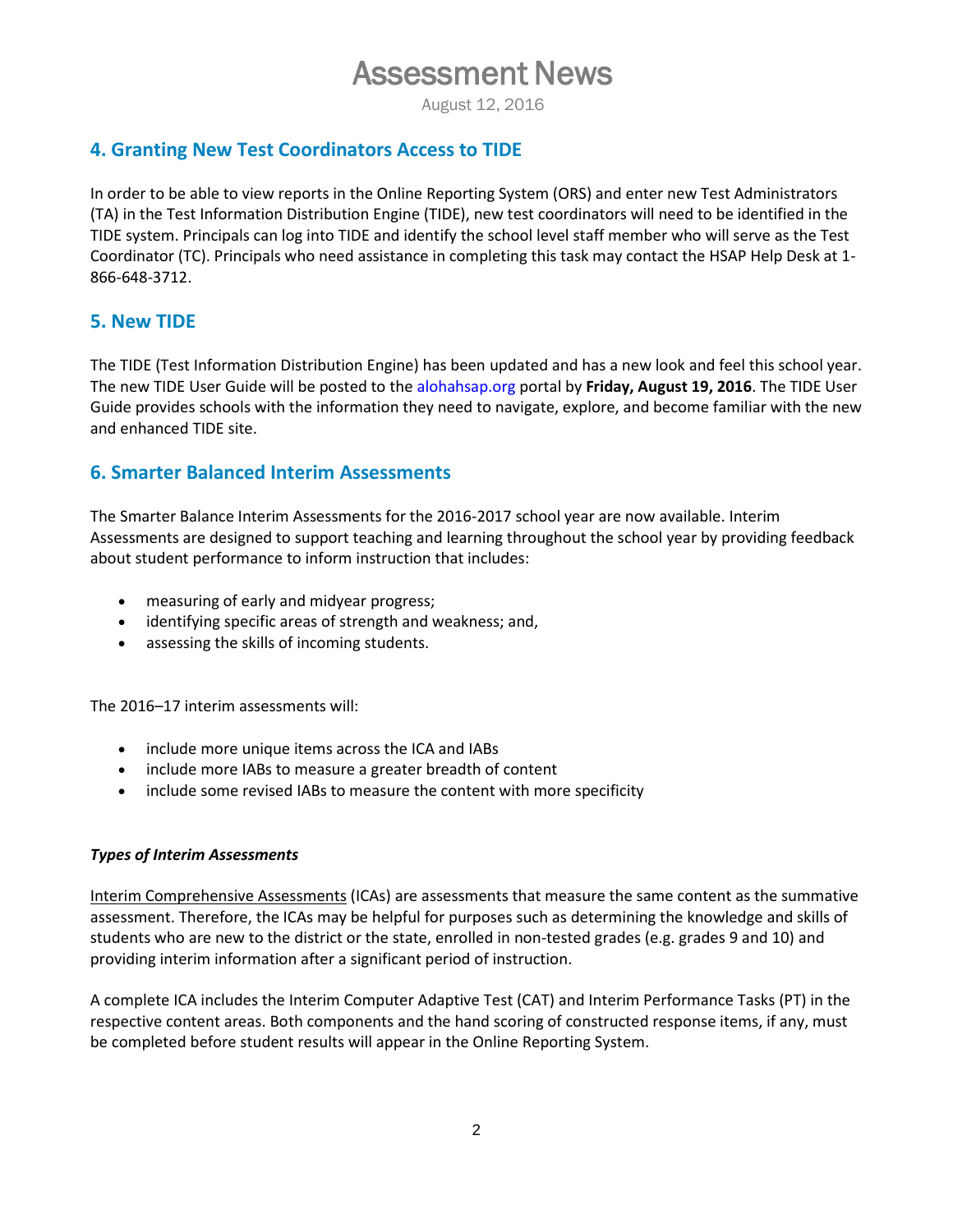## 4. Granting New Test Coordinators Access to TIDE

In order to be able to view reports in the Online Reporting System (ORS) and enter new Test Administrators (TA) in the Test Information Distribution Engine (TIDE), new test coordinators will need to be identified in the TIDE system. Principals can log into TIDE and identify the school level staff member who will serve as the Test Coordinator (TC). Principals who need assistance in completing this task may contact the HSAP Help Desk at 1-866-648-3712.

## 5. New TIDE

The TIDE (Test Information Distribution Engine) has been updated and has a new look and feel this school year. The new TIDE User Guide will be posted to the alohahsap.org portal by **Friday, August 19, 2016**. The TIDE User Guide provides schools with the information they need to navigate, explore, and become familiar with the new and enhanced TIDE site.

## 6. Smarter Balanced Interim Assessments

The Smarter Balance Interim Assessments for the 2016-2017 school year are now available. Interim Assessments are designed to support teaching and learning throughout the school year by providing feedback about student performance to inform instruction that includes:

- measuring of early and midyear progress;
- identifying specific areas of strength and weakness; and,
- assessing the skills of incoming students.

The 2016–17 interim assessments will:

- include more unique items across the ICA and IABs
- include more IABs to measure a greater breadth of content
- include some revised IABs to measure the content with more specificity

***Types of Interim Assessments***

Interim Comprehensive Assessments (ICAs) are assessments that measure the same content as the summative assessment. Therefore, the ICAs may be helpful for purposes such as determining the knowledge and skills of students who are new to the district or the state, enrolled in non-tested grades (e.g. grades 9 and 10) and providing interim information after a significant period of instruction.

A complete ICA includes the Interim Computer Adaptive Test (CAT) and Interim Performance Tasks (PT) in the respective content areas. Both components and the hand scoring of constructed response items, if any, must be completed before student results will appear in the Online Reporting System.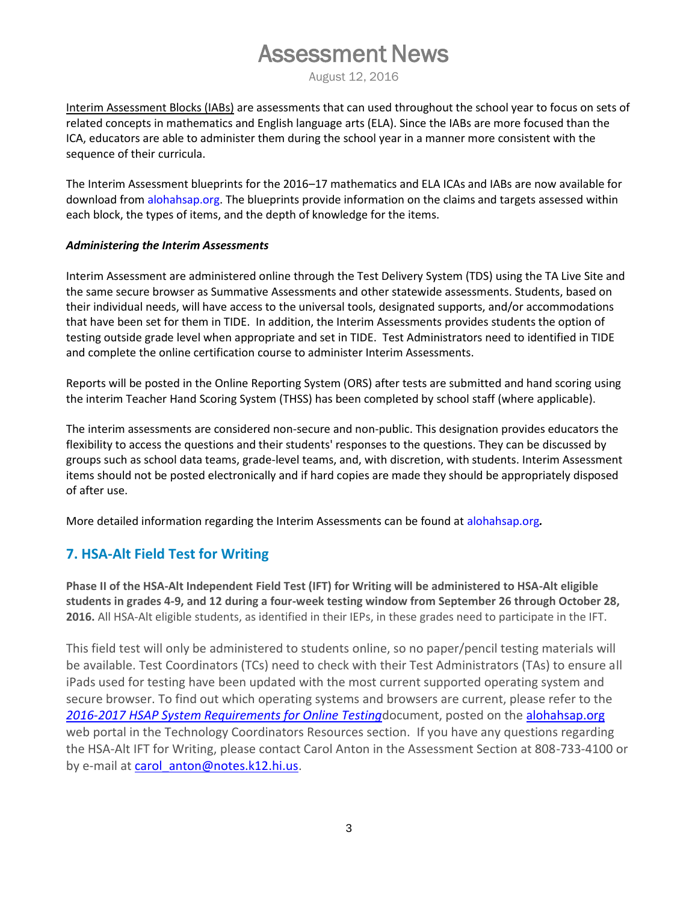Interim Assessment Blocks (IABs) are assessments that can used throughout the school year to focus on sets of related concepts in mathematics and English language arts (ELA). Since the IABs are more focused than the ICA, educators are able to administer them during the school year in a manner more consistent with the sequence of their curricula.

The Interim Assessment blueprints for the 2016–17 mathematics and ELA ICAs and IABs are now available for download from alohahsap.org. The blueprints provide information on the claims and targets assessed within each block, the types of items, and the depth of knowledge for the items.

***Administering the Interim Assessments***

Interim Assessment are administered online through the Test Delivery System (TDS) using the TA Live Site and the same secure browser as Summative Assessments and other statewide assessments. Students, based on their individual needs, will have access to the universal tools, designated supports, and/or accommodations that have been set for them in TIDE. In addition, the Interim Assessments provides students the option of testing outside grade level when appropriate and set in TIDE. Test Administrators need to identified in TIDE and complete the online certification course to administer Interim Assessments.

Reports will be posted in the Online Reporting System (ORS) after tests are submitted and hand scoring using the interim Teacher Hand Scoring System (THSS) has been completed by school staff (where applicable).

The interim assessments are considered non-secure and non-public. This designation provides educators the flexibility to access the questions and their students' responses to the questions. They can be discussed by groups such as school data teams, grade-level teams, and, with discretion, with students. Interim Assessment items should not be posted electronically and if hard copies are made they should be appropriately disposed of after use.

More detailed information regarding the Interim Assessments can be found at alohahsap.org*.*

## 7. HSA-Alt Field Test for Writing

**Phase II of the HSA-Alt Independent Field Test (IFT) for Writing will be administered to HSA-Alt eligible students in grades 4-9, and 12 during a four-week testing window from September 26 through October 28, 2016.** All HSA-Alt eligible students, as identified in their IEPs, in these grades need to participate in the IFT.

This field test will only be administered to students online, so no paper/pencil testing materials will be available. Test Coordinators (TCs) need to check with their Test Administrators (TAs) to ensure all iPads used for testing have been updated with the most current supported operating system and secure browser. To find out which operating systems and browsers are current, please refer to the *2016-2017 HSAP System Requirements for Online Testing* document, posted on the alohahsap.org web portal in the Technology Coordinators Resources section. If you have any questions regarding the HSA-Alt IFT for Writing, please contact Carol Anton in the Assessment Section at 808-733-4100 or by e-mail at carol_anton@notes.k12.hi.us.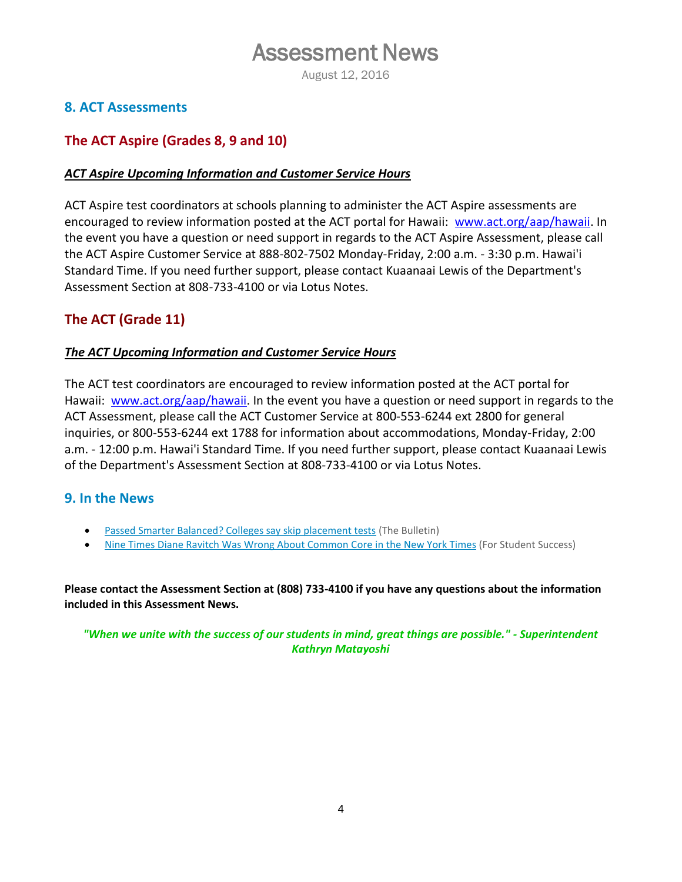## 8. ACT Assessments

### The ACT Aspire (Grades 8, 9 and 10)

***ACT Aspire Upcoming Information and Customer Service Hours***

ACT Aspire test coordinators at schools planning to administer the ACT Aspire assessments are encouraged to review information posted at the ACT portal for Hawaii: [www.act.org/aap/hawaii](www.act.org/aap/hawaii). In the event you have a question or need support in regards to the ACT Aspire Assessment, please call the ACT Aspire Customer Service at 888-802-7502 Monday-Friday, 2:00 a.m. - 3:30 p.m. Hawai'i Standard Time. If you need further support, please contact Kuaanaai Lewis of the Department's Assessment Section at 808-733-4100 or via Lotus Notes.

### The ACT (Grade 11)

***The ACT Upcoming Information and Customer Service Hours***

The ACT test coordinators are encouraged to review information posted at the ACT portal for Hawaii: [www.act.org/aap/hawaii](www.act.org/aap/hawaii). In the event you have a question or need support in regards to the ACT Assessment, please call the ACT Customer Service at 800-553-6244 ext 2800 for general inquiries, or 800-553-6244 ext 1788 for information about accommodations, Monday-Friday, 2:00 a.m. - 12:00 p.m. Hawai'i Standard Time. If you need further support, please contact Kuaanaai Lewis of the Department's Assessment Section at 808-733-4100 or via Lotus Notes.

## 9. In the News

- Passed Smarter Balanced? Colleges say skip placement tests (The Bulletin)
- Nine Times Diane Ravitch Was Wrong About Common Core in the New York Times (For Student Success)

**Please contact the Assessment Section at (808) 733-4100 if you have any questions about the information included in this Assessment News.**

***"When we unite with the success of our students in mind, great things are possible." - Superintendent Kathryn Matayoshi***